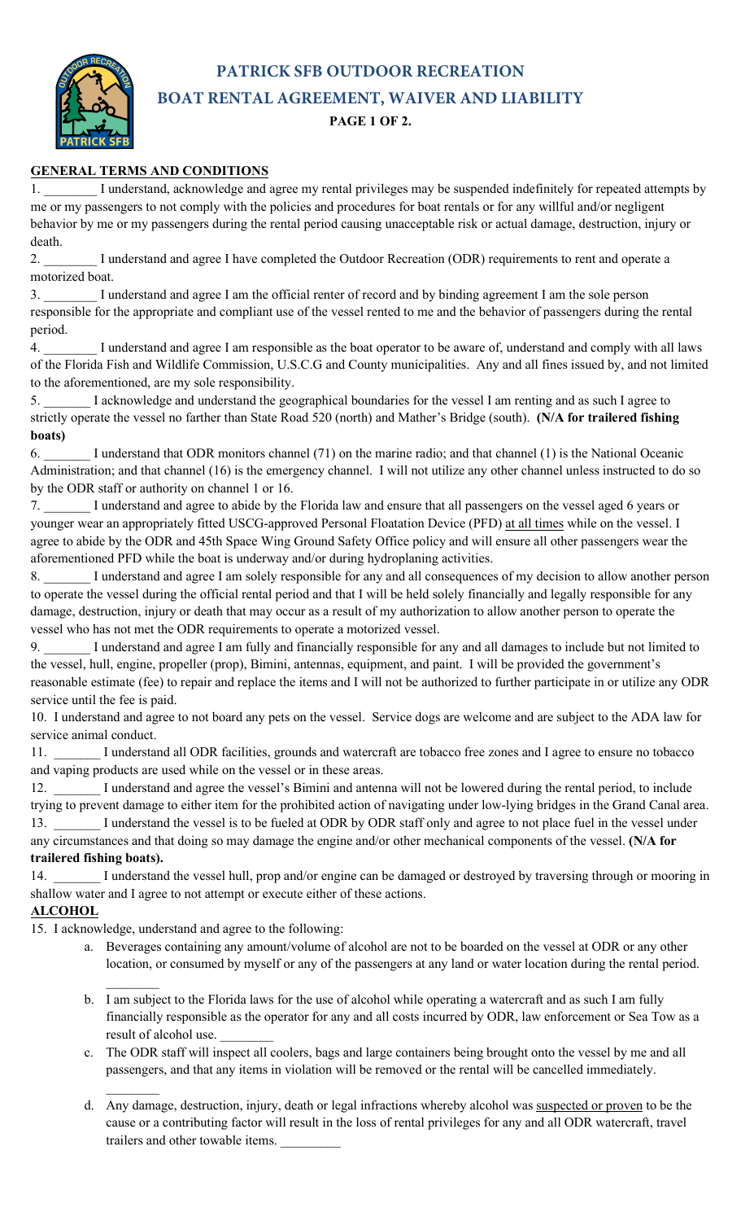# PATRICK SFB OUTDOOR RECREATION

## BOAT RENTAL AGREEMENT, WAIVER AND LIABILITY

**PAGE 1 OF 2.**

**GENERAL TERMS AND CONDITIONS**

1. ________ I understand, acknowledge and agree my rental privileges may be suspended indefinitely for repeated attempts by me or my passengers to not comply with the policies and procedures for boat rentals or for any willful and/or negligent behavior by me or my passengers during the rental period causing unacceptable risk or actual damage, destruction, injury or death.
2. ________ I understand and agree I have completed the Outdoor Recreation (ODR) requirements to rent and operate a motorized boat.
3. ________ I understand and agree I am the official renter of record and by binding agreement I am the sole person responsible for the appropriate and compliant use of the vessel rented to me and the behavior of passengers during the rental period.
4. ________ I understand and agree I am responsible as the boat operator to be aware of, understand and comply with all laws of the Florida Fish and Wildlife Commission, U.S.C.G and County municipalities. Any and all fines issued by, and not limited to the aforementioned, are my sole responsibility.
5. _______ I acknowledge and understand the geographical boundaries for the vessel I am renting and as such I agree to strictly operate the vessel no farther than State Road 520 (north) and Mather's Bridge (south). **(N/A for trailered fishing boats)**
6. _______ I understand that ODR monitors channel (71) on the marine radio; and that channel (1) is the National Oceanic Administration; and that channel (16) is the emergency channel. I will not utilize any other channel unless instructed to do so by the ODR staff or authority on channel 1 or 16.
7. _______ I understand and agree to abide by the Florida law and ensure that all passengers on the vessel aged 6 years or younger wear an appropriately fitted USCG-approved Personal Floatation Device (PFD) at all times while on the vessel. I agree to abide by the ODR and 45th Space Wing Ground Safety Office policy and will ensure all other passengers wear the aforementioned PFD while the boat is underway and/or during hydroplaning activities.
8. _______ I understand and agree I am solely responsible for any and all consequences of my decision to allow another person to operate the vessel during the official rental period and that I will be held solely financially and legally responsible for any damage, destruction, injury or death that may occur as a result of my authorization to allow another person to operate the vessel who has not met the ODR requirements to operate a motorized vessel.
9. _______ I understand and agree I am fully and financially responsible for any and all damages to include but not limited to the vessel, hull, engine, propeller (prop), Bimini, antennas, equipment, and paint. I will be provided the government's reasonable estimate (fee) to repair and replace the items and I will not be authorized to further participate in or utilize any ODR service until the fee is paid.
10. I understand and agree to not board any pets on the vessel. Service dogs are welcome and are subject to the ADA law for service animal conduct.
11. _______ I understand all ODR facilities, grounds and watercraft are tobacco free zones and I agree to ensure no tobacco and vaping products are used while on the vessel or in these areas.
12. _______ I understand and agree the vessel's Bimini and antenna will not be lowered during the rental period, to include trying to prevent damage to either item for the prohibited action of navigating under low-lying bridges in the Grand Canal area.
13. _______ I understand the vessel is to be fueled at ODR by ODR staff only and agree to not place fuel in the vessel under any circumstances and that doing so may damage the engine and/or other mechanical components of the vessel. **(N/A for trailered fishing boats).**
14. _______ I understand the vessel hull, prop and/or engine can be damaged or destroyed by traversing through or mooring in shallow water and I agree to not attempt or execute either of these actions.

**ALCOHOL**

15. I acknowledge, understand and agree to the following:
    a. Beverages containing any amount/volume of alcohol are not to be boarded on the vessel at ODR or any other location, or consumed by myself or any of the passengers at any land or water location during the rental period. ________
    b. I am subject to the Florida laws for the use of alcohol while operating a watercraft and as such I am fully financially responsible as the operator for any and all costs incurred by ODR, law enforcement or Sea Tow as a result of alcohol use. ________
    c. The ODR staff will inspect all coolers, bags and large containers being brought onto the vessel by me and all passengers, and that any items in violation will be removed or the rental will be cancelled immediately. ________
    d. Any damage, destruction, injury, death or legal infractions whereby alcohol was suspected or proven to be the cause or a contributing factor will result in the loss of rental privileges for any and all ODR watercraft, travel trailers and other towable items. _________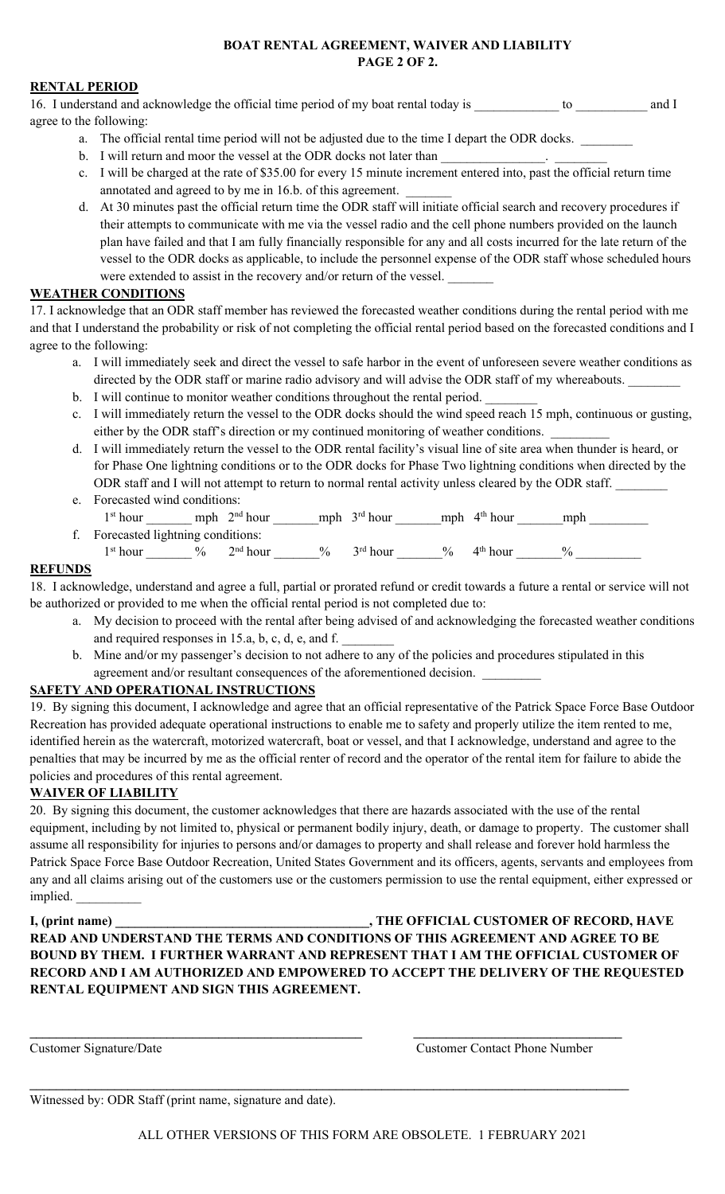**BOAT RENTAL AGREEMENT, WAIVER AND LIABILITY**
**PAGE 2 OF 2.**

**RENTAL PERIOD**

16. I understand and acknowledge the official time period of my boat rental today is _____________ to ___________ and I agree to the following:

   a. The official rental time period will not be adjusted due to the time I depart the ODR docks. ________
   b. I will return and moor the vessel at the ODR docks not later than ________________. ________
   c. I will be charged at the rate of $35.00 for every 15 minute increment entered into, past the official return time annotated and agreed to by me in 16.b. of this agreement. _______
   d. At 30 minutes past the official return time the ODR staff will initiate official search and recovery procedures if their attempts to communicate with me via the vessel radio and the cell phone numbers provided on the launch plan have failed and that I am fully financially responsible for any and all costs incurred for the late return of the vessel to the ODR docks as applicable, to include the personnel expense of the ODR staff whose scheduled hours were extended to assist in the recovery and/or return of the vessel. _______

**WEATHER CONDITIONS**

17. I acknowledge that an ODR staff member has reviewed the forecasted weather conditions during the rental period with me and that I understand the probability or risk of not completing the official rental period based on the forecasted conditions and I agree to the following:

   a. I will immediately seek and direct the vessel to safe harbor in the event of unforeseen severe weather conditions as directed by the ODR staff or marine radio advisory and will advise the ODR staff of my whereabouts. ________
   b. I will continue to monitor weather conditions throughout the rental period. ________
   c. I will immediately return the vessel to the ODR docks should the wind speed reach 15 mph, continuous or gusting, either by the ODR staff's direction or my continued monitoring of weather conditions. _________
   d. I will immediately return the vessel to the ODR rental facility's visual line of site area when thunder is heard, or for Phase One lightning conditions or to the ODR docks for Phase Two lightning conditions when directed by the ODR staff and I will not attempt to return to normal rental activity unless cleared by the ODR staff. ________
   e. Forecasted wind conditions:
      1st hour _______ mph 2nd hour _______mph 3rd hour _______mph 4th hour _______mph _________
   f. Forecasted lightning conditions:
      1st hour _______ % 2nd hour _______% 3rd hour _______% 4th hour _______% __________

**REFUNDS**

18. I acknowledge, understand and agree a full, partial or prorated refund or credit towards a future a rental or service will not be authorized or provided to me when the official rental period is not completed due to:

   a. My decision to proceed with the rental after being advised of and acknowledging the forecasted weather conditions and required responses in 15.a, b, c, d, e, and f. ________
   b. Mine and/or my passenger's decision to not adhere to any of the policies and procedures stipulated in this agreement and/or resultant consequences of the aforementioned decision. _________

**SAFETY AND OPERATIONAL INSTRUCTIONS**

19. By signing this document, I acknowledge and agree that an official representative of the Patrick Space Force Base Outdoor Recreation has provided adequate operational instructions to enable me to safety and properly utilize the item rented to me, identified herein as the watercraft, motorized watercraft, boat or vessel, and that I acknowledge, understand and agree to the penalties that may be incurred by me as the official renter of record and the operator of the rental item for failure to abide the policies and procedures of this rental agreement.

**WAIVER OF LIABILITY**

20. By signing this document, the customer acknowledges that there are hazards associated with the use of the rental equipment, including by not limited to, physical or permanent bodily injury, death, or damage to property. The customer shall assume all responsibility for injuries to persons and/or damages to property and shall release and forever hold harmless the Patrick Space Force Base Outdoor Recreation, United States Government and its officers, agents, servants and employees from any and all claims arising out of the customers use or the customers permission to use the rental equipment, either expressed or implied. __________

**I, (print name) ________________________________________, THE OFFICIAL CUSTOMER OF RECORD, HAVE READ AND UNDERSTAND THE TERMS AND CONDITIONS OF THIS AGREEMENT AND AGREE TO BE BOUND BY THEM. I FURTHER WARRANT AND REPRESENT THAT I AM THE OFFICIAL CUSTOMER OF RECORD AND I AM AUTHORIZED AND EMPOWERED TO ACCEPT THE DELIVERY OF THE REQUESTED RENTAL EQUIPMENT AND SIGN THIS AGREEMENT.**

____________________________________________________ ________________________________

Customer Signature/Date Customer Contact Phone Number

______________________________________________________________________________________

Witnessed by: ODR Staff (print name, signature and date).

ALL OTHER VERSIONS OF THIS FORM ARE OBSOLETE. 1 FEBRUARY 2021